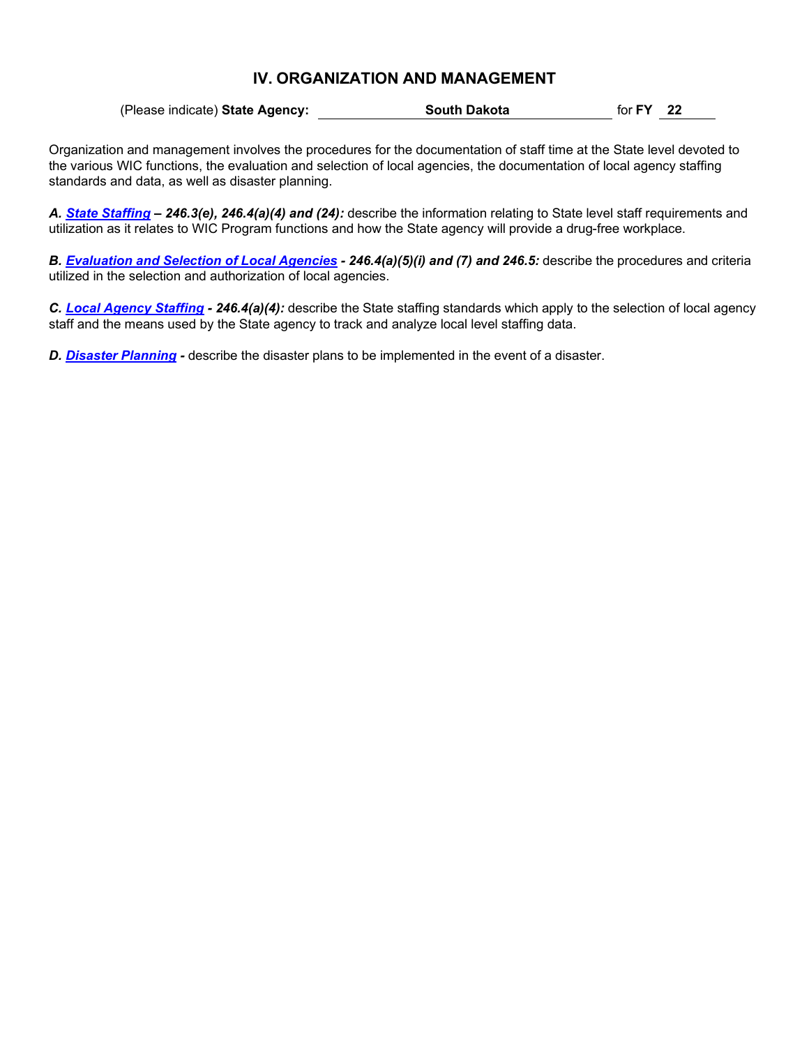# IV. ORGANIZATION AND MANAGEMENT

(Please indicate) **State Agency:** **South Dakota** for **FY** **22**

Organization and management involves the procedures for the documentation of staff time at the State level devoted to the various WIC functions, the evaluation and selection of local agencies, the documentation of local agency staffing standards and data, as well as disaster planning.

***A. State Staffing* – *246.3(e), 246.4(a)(4) and (24):*** describe the information relating to State level staff requirements and utilization as it relates to WIC Program functions and how the State agency will provide a drug-free workplace.

***B. Evaluation and Selection of Local Agencies* - *246.4(a)(5)(i) and (7) and 246.5:*** describe the procedures and criteria utilized in the selection and authorization of local agencies.

***C. Local Agency Staffing* - *246.4(a)(4):*** describe the State staffing standards which apply to the selection of local agency staff and the means used by the State agency to track and analyze local level staffing data.

***D. Disaster Planning* -** describe the disaster plans to be implemented in the event of a disaster.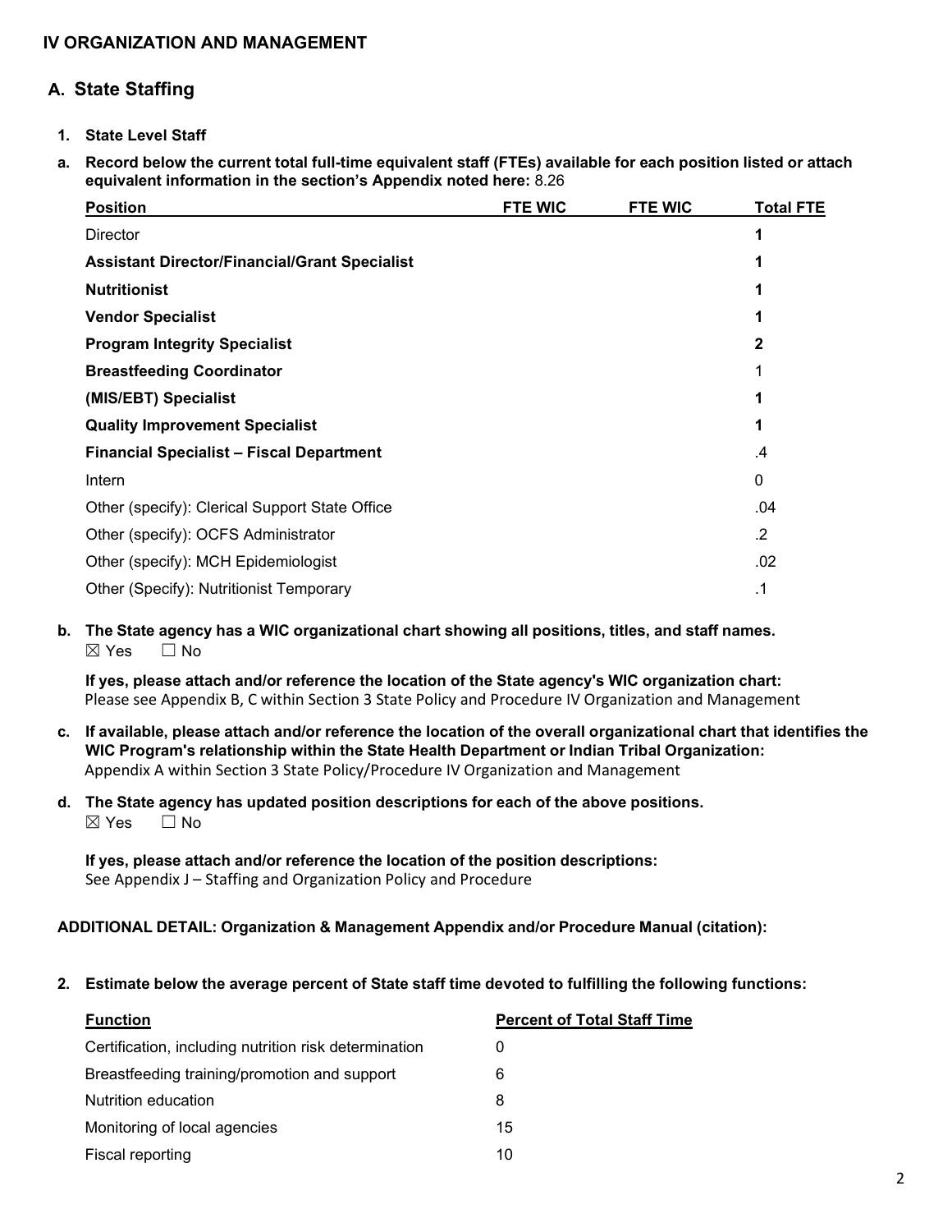## IV ORGANIZATION AND MANAGEMENT

### A. State Staffing

**1. State Level Staff**

**a. Record below the current total full-time equivalent staff (FTEs) available for each position listed or attach equivalent information in the section's Appendix noted here:** 8.26

| Position | FTE WIC | FTE WIC | Total FTE |
|---|---|---|---|
| Director | | | **1** |
| **Assistant Director/Financial/Grant Specialist** | | | **1** |
| **Nutritionist** | | | **1** |
| **Vendor Specialist** | | | **1** |
| **Program Integrity Specialist** | | | **2** |
| **Breastfeeding Coordinator** | | | 1 |
| **(MIS/EBT) Specialist** | | | **1** |
| **Quality Improvement Specialist** | | | **1** |
| **Financial Specialist – Fiscal Department** | | | .4 |
| Intern | | | 0 |
| Other (specify): Clerical Support State Office | | | .04 |
| Other (specify): OCFS Administrator | | | .2 |
| Other (specify): MCH Epidemiologist | | | .02 |
| Other (Specify): Nutritionist Temporary | | | .1 |

**b. The State agency has a WIC organizational chart showing all positions, titles, and staff names.**
☒ Yes ☐ No

**If yes, please attach and/or reference the location of the State agency's WIC organization chart:**
Please see Appendix B, C within Section 3 State Policy and Procedure IV Organization and Management

**c. If available, please attach and/or reference the location of the overall organizational chart that identifies the WIC Program's relationship within the State Health Department or Indian Tribal Organization:**
Appendix A within Section 3 State Policy/Procedure IV Organization and Management

**d. The State agency has updated position descriptions for each of the above positions.**
☒ Yes ☐ No

**If yes, please attach and/or reference the location of the position descriptions:**
See Appendix J – Staffing and Organization Policy and Procedure

**ADDITIONAL DETAIL: Organization & Management Appendix and/or Procedure Manual (citation):**

**2. Estimate below the average percent of State staff time devoted to fulfilling the following functions:**

| Function | Percent of Total Staff Time |
|---|---|
| Certification, including nutrition risk determination | 0 |
| Breastfeeding training/promotion and support | 6 |
| Nutrition education | 8 |
| Monitoring of local agencies | 15 |
| Fiscal reporting | 10 |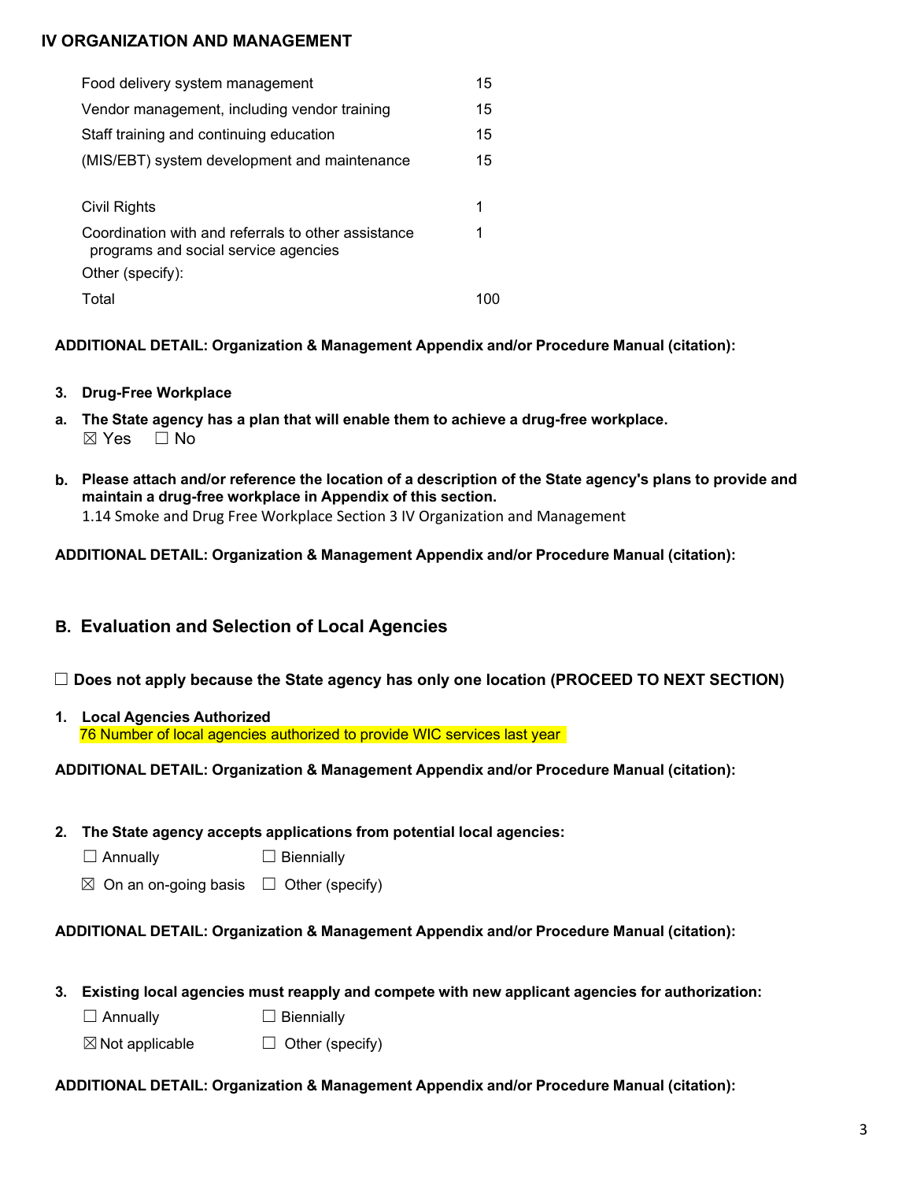## IV ORGANIZATION AND MANAGEMENT

| | |
|---|---|
| Food delivery system management | 15 |
| Vendor management, including vendor training | 15 |
| Staff training and continuing education | 15 |
| (MIS/EBT) system development and maintenance | 15 |
| Civil Rights | 1 |
| Coordination with and referrals to other assistance programs and social service agencies | 1 |
| Other (specify): | |
| Total | 100 |

**ADDITIONAL DETAIL: Organization & Management Appendix and/or Procedure Manual (citation):**

**3. Drug-Free Workplace**

**a. The State agency has a plan that will enable them to achieve a drug-free workplace.**
☒ Yes ☐ No

**b. Please attach and/or reference the location of a description of the State agency's plans to provide and maintain a drug-free workplace in Appendix of this section.**
1.14 Smoke and Drug Free Workplace Section 3 IV Organization and Management

**ADDITIONAL DETAIL: Organization & Management Appendix and/or Procedure Manual (citation):**

### B. Evaluation and Selection of Local Agencies

☐ **Does not apply because the State agency has only one location (PROCEED TO NEXT SECTION)**

**1. Local Agencies Authorized**
76 Number of local agencies authorized to provide WIC services last year

**ADDITIONAL DETAIL: Organization & Management Appendix and/or Procedure Manual (citation):**

**2. The State agency accepts applications from potential local agencies:**

☐ Annually ☐ Biennially

☒ On an on-going basis ☐ Other (specify)

**ADDITIONAL DETAIL: Organization & Management Appendix and/or Procedure Manual (citation):**

**3. Existing local agencies must reapply and compete with new applicant agencies for authorization:**

☐ Annually ☐ Biennially

☒ Not applicable ☐ Other (specify)

**ADDITIONAL DETAIL: Organization & Management Appendix and/or Procedure Manual (citation):**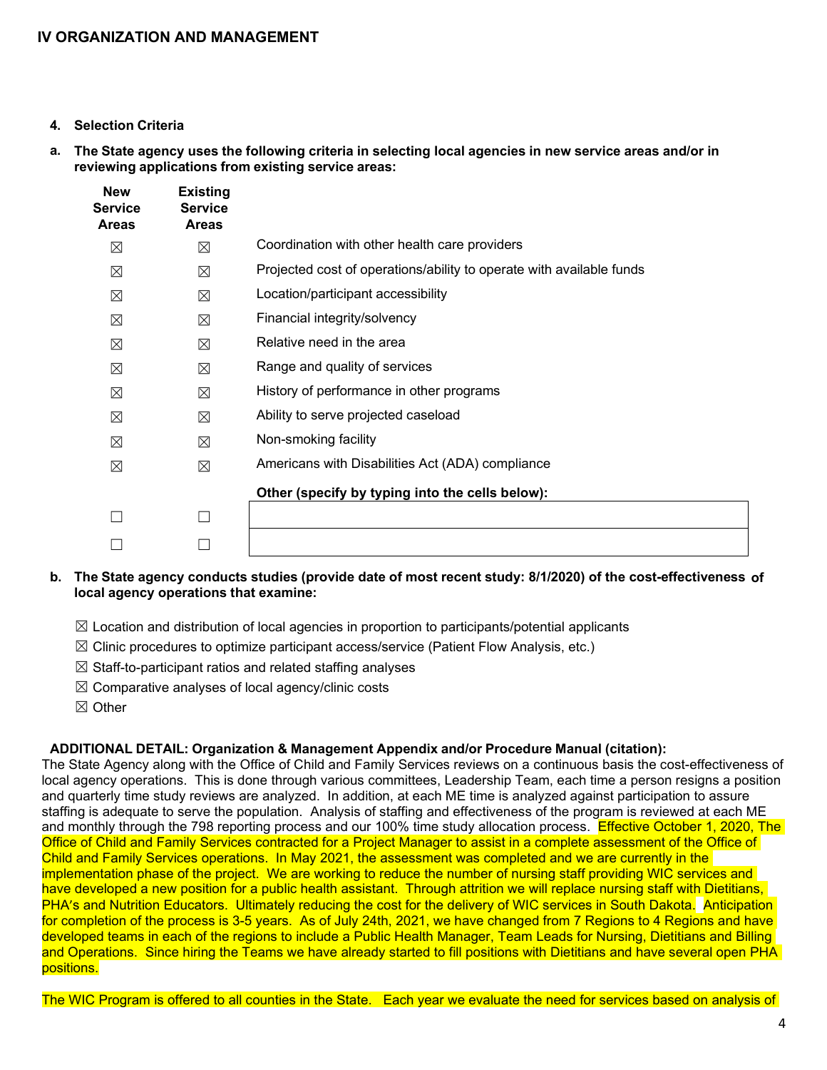## IV ORGANIZATION AND MANAGEMENT

**4. Selection Criteria**

**a. The State agency uses the following criteria in selecting local agencies in new service areas and/or in reviewing applications from existing service areas:**

| New Service Areas | Existing Service Areas | |
|---|---|---|
| ☒ | ☒ | Coordination with other health care providers |
| ☒ | ☒ | Projected cost of operations/ability to operate with available funds |
| ☒ | ☒ | Location/participant accessibility |
| ☒ | ☒ | Financial integrity/solvency |
| ☒ | ☒ | Relative need in the area |
| ☒ | ☒ | Range and quality of services |
| ☒ | ☒ | History of performance in other programs |
| ☒ | ☒ | Ability to serve projected caseload |
| ☒ | ☒ | Non-smoking facility |
| ☒ | ☒ | Americans with Disabilities Act (ADA) compliance |
| | | **Other (specify by typing into the cells below):** |
| ☐ | ☐ | |
| ☐ | ☐ | |

**b. The State agency conducts studies (provide date of most recent study: 8/1/2020) of the cost-effectiveness of local agency operations that examine:**

☒ Location and distribution of local agencies in proportion to participants/potential applicants
☒ Clinic procedures to optimize participant access/service (Patient Flow Analysis, etc.)
☒ Staff-to-participant ratios and related staffing analyses
☒ Comparative analyses of local agency/clinic costs
☒ Other

**ADDITIONAL DETAIL: Organization & Management Appendix and/or Procedure Manual (citation):**

The State Agency along with the Office of Child and Family Services reviews on a continuous basis the cost-effectiveness of local agency operations. This is done through various committees, Leadership Team, each time a person resigns a position and quarterly time study reviews are analyzed. In addition, at each ME time is analyzed against participation to assure staffing is adequate to serve the population. Analysis of staffing and effectiveness of the program is reviewed at each ME and monthly through the 798 reporting process and our 100% time study allocation process. Effective October 1, 2020, The Office of Child and Family Services contracted for a Project Manager to assist in a complete assessment of the Office of Child and Family Services operations. In May 2021, the assessment was completed and we are currently in the implementation phase of the project. We are working to reduce the number of nursing staff providing WIC services and have developed a new position for a public health assistant. Through attrition we will replace nursing staff with Dietitians, PHA's and Nutrition Educators. Ultimately reducing the cost for the delivery of WIC services in South Dakota. Anticipation for completion of the process is 3-5 years. As of July 24th, 2021, we have changed from 7 Regions to 4 Regions and have developed teams in each of the regions to include a Public Health Manager, Team Leads for Nursing, Dietitians and Billing and Operations. Since hiring the Teams we have already started to fill positions with Dietitians and have several open PHA positions.

The WIC Program is offered to all counties in the State. Each year we evaluate the need for services based on analysis of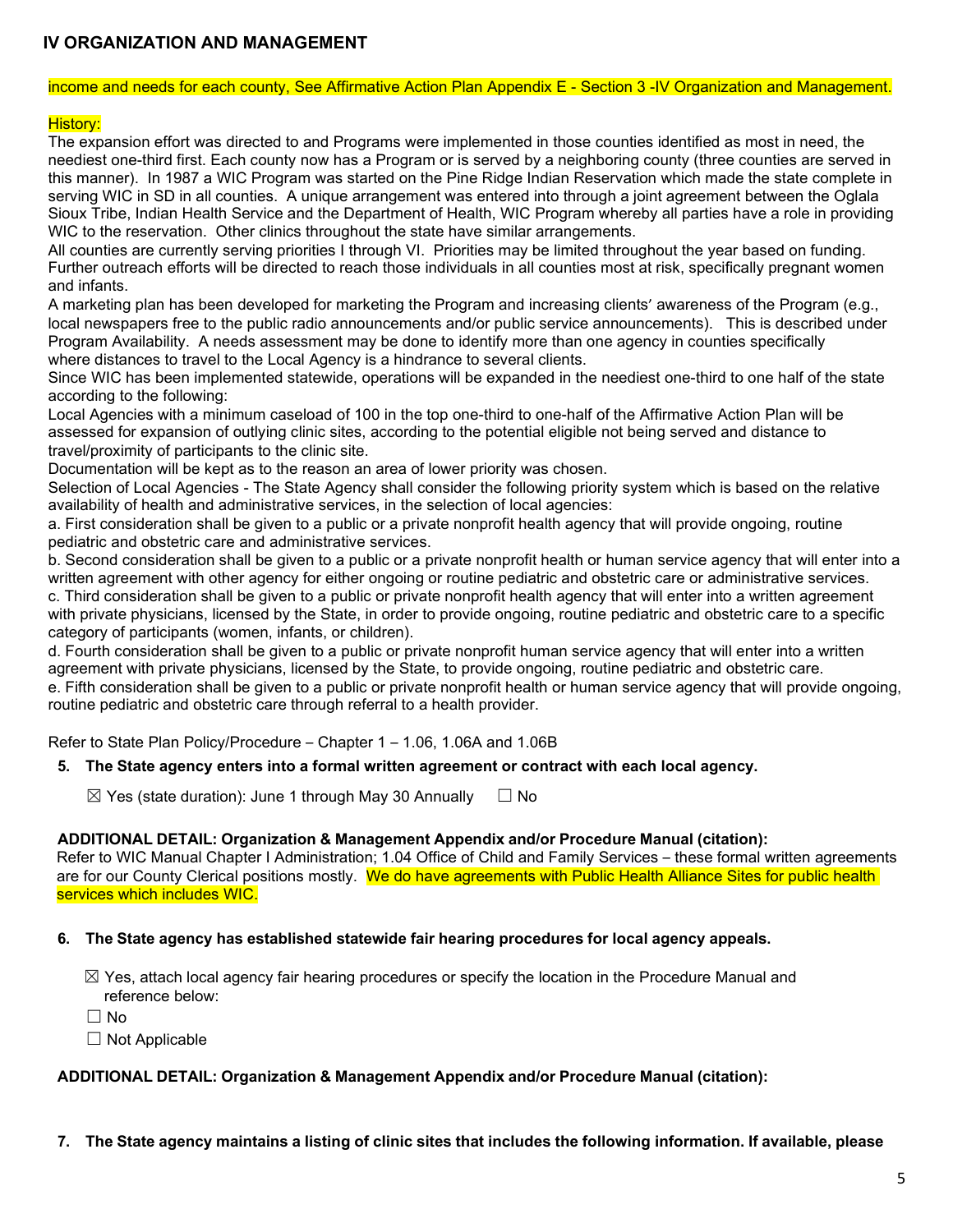## IV ORGANIZATION AND MANAGEMENT

income and needs for each county, See Affirmative Action Plan Appendix E - Section 3 -IV Organization and Management.

History:

The expansion effort was directed to and Programs were implemented in those counties identified as most in need, the neediest one-third first. Each county now has a Program or is served by a neighboring county (three counties are served in this manner). In 1987 a WIC Program was started on the Pine Ridge Indian Reservation which made the state complete in serving WIC in SD in all counties. A unique arrangement was entered into through a joint agreement between the Oglala Sioux Tribe, Indian Health Service and the Department of Health, WIC Program whereby all parties have a role in providing WIC to the reservation. Other clinics throughout the state have similar arrangements.

All counties are currently serving priorities I through VI. Priorities may be limited throughout the year based on funding. Further outreach efforts will be directed to reach those individuals in all counties most at risk, specifically pregnant women and infants.

A marketing plan has been developed for marketing the Program and increasing clients' awareness of the Program (e.g., local newspapers free to the public radio announcements and/or public service announcements). This is described under Program Availability. A needs assessment may be done to identify more than one agency in counties specifically where distances to travel to the Local Agency is a hindrance to several clients.

Since WIC has been implemented statewide, operations will be expanded in the neediest one-third to one half of the state according to the following:

Local Agencies with a minimum caseload of 100 in the top one-third to one-half of the Affirmative Action Plan will be assessed for expansion of outlying clinic sites, according to the potential eligible not being served and distance to travel/proximity of participants to the clinic site.

Documentation will be kept as to the reason an area of lower priority was chosen.

Selection of Local Agencies - The State Agency shall consider the following priority system which is based on the relative availability of health and administrative services, in the selection of local agencies:

a. First consideration shall be given to a public or a private nonprofit health agency that will provide ongoing, routine pediatric and obstetric care and administrative services.

b. Second consideration shall be given to a public or a private nonprofit health or human service agency that will enter into a written agreement with other agency for either ongoing or routine pediatric and obstetric care or administrative services.

c. Third consideration shall be given to a public or private nonprofit health agency that will enter into a written agreement with private physicians, licensed by the State, in order to provide ongoing, routine pediatric and obstetric care to a specific category of participants (women, infants, or children).

d. Fourth consideration shall be given to a public or private nonprofit human service agency that will enter into a written agreement with private physicians, licensed by the State, to provide ongoing, routine pediatric and obstetric care.

e. Fifth consideration shall be given to a public or private nonprofit health or human service agency that will provide ongoing, routine pediatric and obstetric care through referral to a health provider.

Refer to State Plan Policy/Procedure – Chapter 1 – 1.06, 1.06A and 1.06B

**5. The State agency enters into a formal written agreement or contract with each local agency.**

☒ Yes (state duration): June 1 through May 30 Annually ☐ No

**ADDITIONAL DETAIL: Organization & Management Appendix and/or Procedure Manual (citation):**

Refer to WIC Manual Chapter I Administration; 1.04 Office of Child and Family Services – these formal written agreements are for our County Clerical positions mostly. We do have agreements with Public Health Alliance Sites for public health services which includes WIC.

**6. The State agency has established statewide fair hearing procedures for local agency appeals.**

☒ Yes, attach local agency fair hearing procedures or specify the location in the Procedure Manual and reference below:

☐ No

☐ Not Applicable

**ADDITIONAL DETAIL: Organization & Management Appendix and/or Procedure Manual (citation):**

**7. The State agency maintains a listing of clinic sites that includes the following information. If available, please**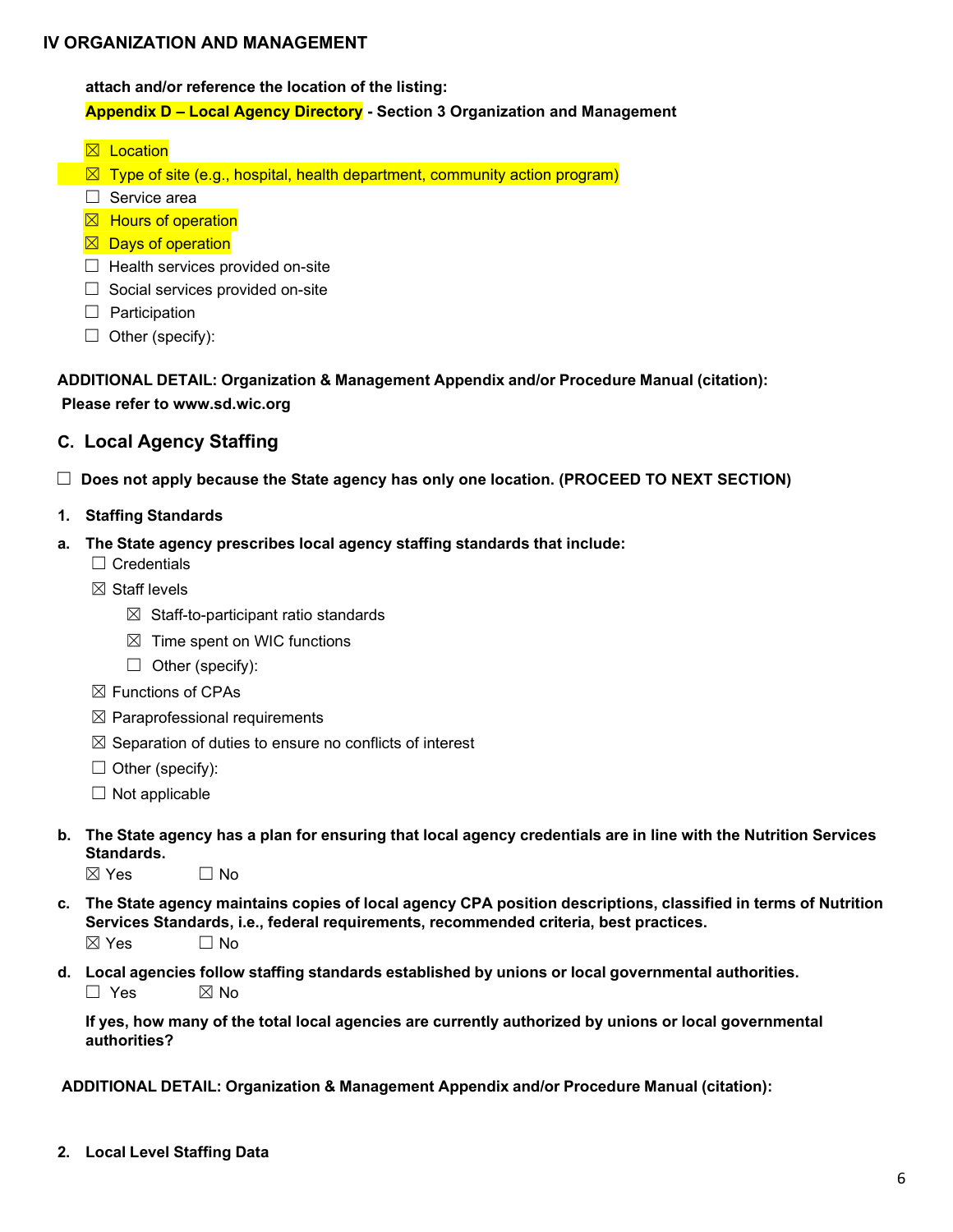## IV ORGANIZATION AND MANAGEMENT

**attach and/or reference the location of the listing:**

**Appendix D – Local Agency Directory - Section 3 Organization and Management**

- ☒ Location
- ☒ Type of site (e.g., hospital, health department, community action program)
- ☐ Service area
- ☒ Hours of operation
- ☒ Days of operation
- ☐ Health services provided on-site
- ☐ Social services provided on-site
- ☐ Participation
- ☐ Other (specify):

**ADDITIONAL DETAIL: Organization & Management Appendix and/or Procedure Manual (citation):**
**Please refer to www.sd.wic.org**

### C. Local Agency Staffing

☐ **Does not apply because the State agency has only one location. (PROCEED TO NEXT SECTION)**

**1. Staffing Standards**

**a. The State agency prescribes local agency staffing standards that include:**

- ☐ Credentials
- ☒ Staff levels
  - ☒ Staff-to-participant ratio standards
  - ☒ Time spent on WIC functions
  - ☐ Other (specify):
- ☒ Functions of CPAs
- ☒ Paraprofessional requirements
- ☒ Separation of duties to ensure no conflicts of interest
- ☐ Other (specify):
- ☐ Not applicable

**b. The State agency has a plan for ensuring that local agency credentials are in line with the Nutrition Services Standards.**

☒ Yes ☐ No

**c. The State agency maintains copies of local agency CPA position descriptions, classified in terms of Nutrition Services Standards, i.e., federal requirements, recommended criteria, best practices.**

☒ Yes ☐ No

**d. Local agencies follow staffing standards established by unions or local governmental authorities.**

☐ Yes ☒ No

**If yes, how many of the total local agencies are currently authorized by unions or local governmental authorities?**

**ADDITIONAL DETAIL: Organization & Management Appendix and/or Procedure Manual (citation):**

**2. Local Level Staffing Data**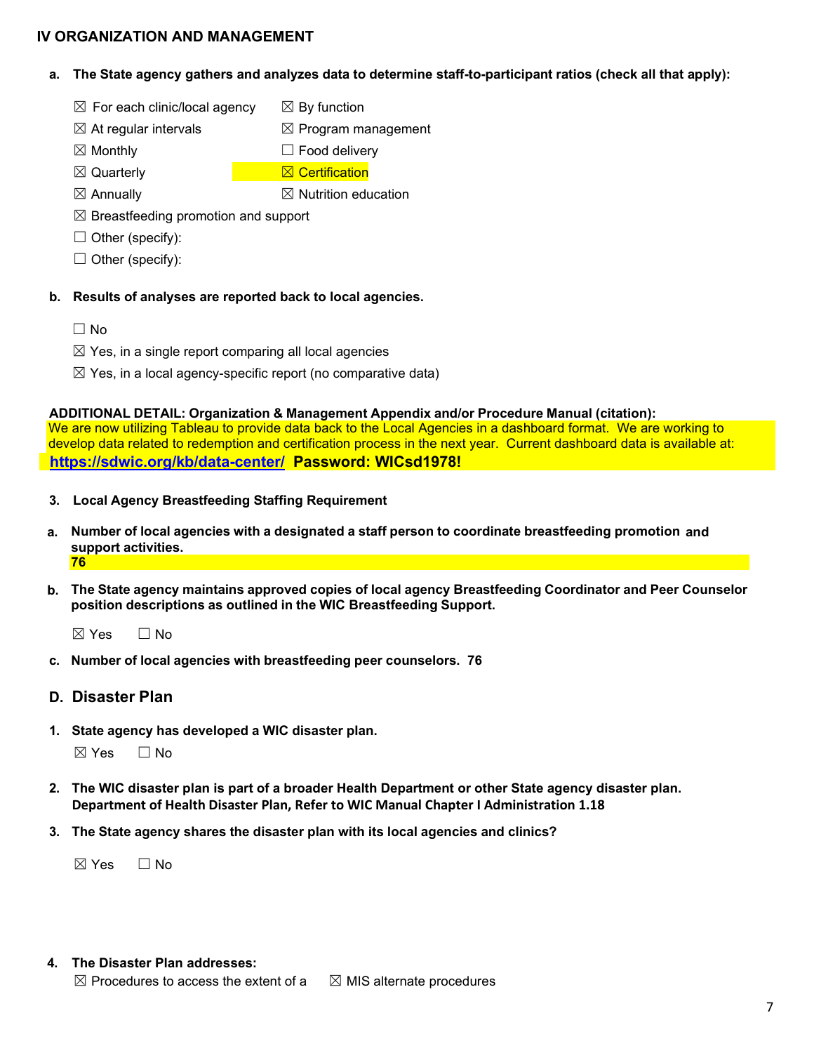## IV ORGANIZATION AND MANAGEMENT

**a. The State agency gathers and analyzes data to determine staff-to-participant ratios (check all that apply):**

☒ For each clinic/local agency  
☒ At regular intervals  
☒ Monthly  
☒ Quarterly  
☒ Annually  
☒ By function  
☒ Program management  
☐ Food delivery  
☒ Certification  
☒ Nutrition education  
☒ Breastfeeding promotion and support  
☐ Other (specify):  
☐ Other (specify):

**b. Results of analyses are reported back to local agencies.**

☐ No  
☒ Yes, in a single report comparing all local agencies  
☒ Yes, in a local agency-specific report (no comparative data)

**ADDITIONAL DETAIL: Organization & Management Appendix and/or Procedure Manual (citation):**
We are now utilizing Tableau to provide data back to the Local Agencies in a dashboard format. We are working to develop data related to redemption and certification process in the next year. Current dashboard data is available at: **https://sdwic.org/kb/data-center/ Password: WICsd1978!**

**3. Local Agency Breastfeeding Staffing Requirement**

**a. Number of local agencies with a designated a staff person to coordinate breastfeeding promotion and support activities.**
**76**

**b. The State agency maintains approved copies of local agency Breastfeeding Coordinator and Peer Counselor position descriptions as outlined in the WIC Breastfeeding Support.**

☒ Yes ☐ No

**c. Number of local agencies with breastfeeding peer counselors. 76**

## D. Disaster Plan

**1. State agency has developed a WIC disaster plan.**

☒ Yes ☐ No

**2. The WIC disaster plan is part of a broader Health Department or other State agency disaster plan.**
**Department of Health Disaster Plan, Refer to WIC Manual Chapter I Administration 1.18**

**3. The State agency shares the disaster plan with its local agencies and clinics?**

☒ Yes ☐ No

**4. The Disaster Plan addresses:**

☒ Procedures to access the extent of a  
☒ MIS alternate procedures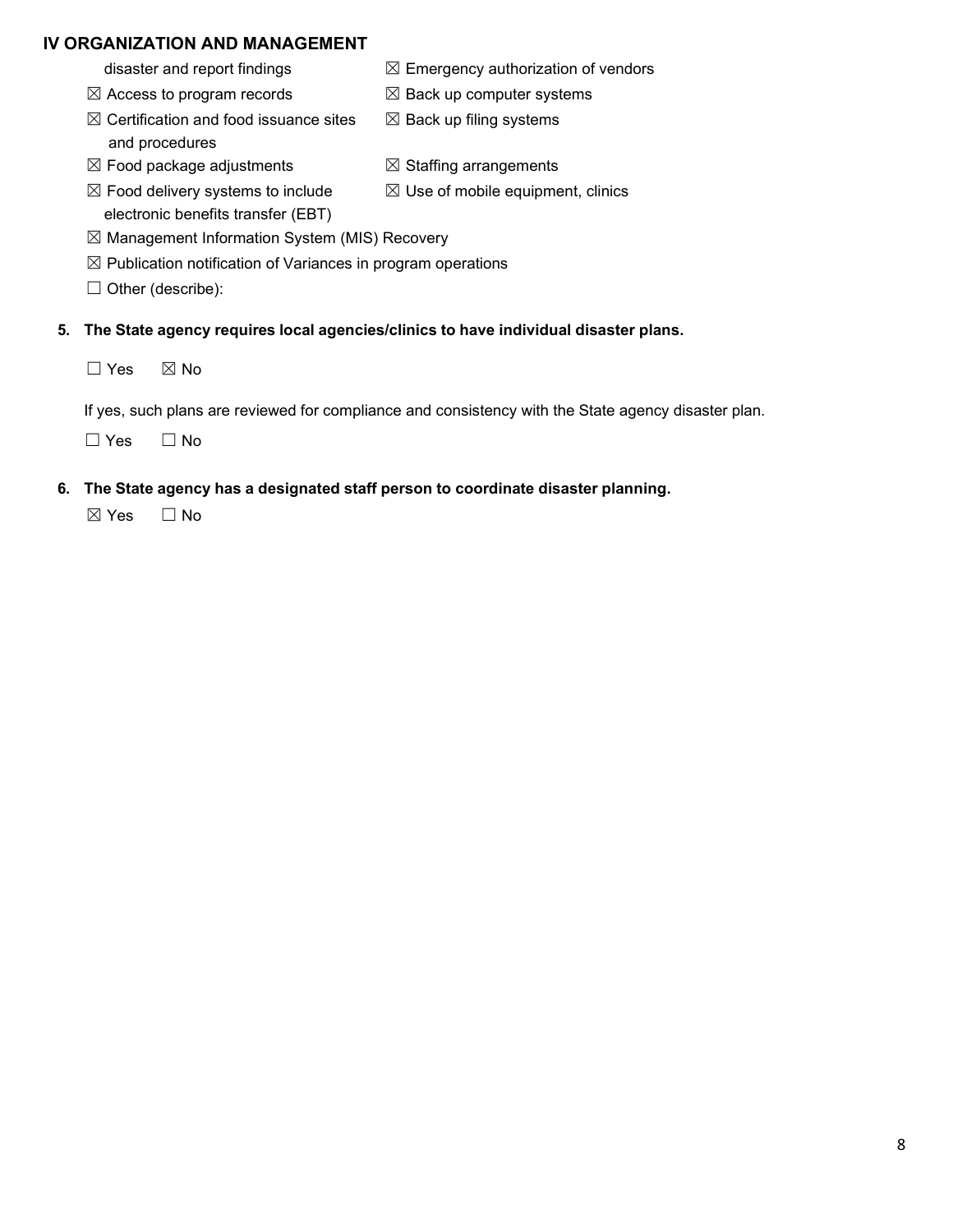## IV ORGANIZATION AND MANAGEMENT

disaster and report findings

☒ Access to program records

☒ Certification and food issuance sites and procedures

☒ Food package adjustments

☒ Food delivery systems to include electronic benefits transfer (EBT)

☒ Emergency authorization of vendors

☒ Back up computer systems

☒ Back up filing systems

☒ Staffing arrangements

☒ Use of mobile equipment, clinics

☒ Management Information System (MIS) Recovery

☒ Publication notification of Variances in program operations

☐ Other (describe):

**5. The State agency requires local agencies/clinics to have individual disaster plans.**

☐ Yes ☒ No

If yes, such plans are reviewed for compliance and consistency with the State agency disaster plan.

☐ Yes ☐ No

**6. The State agency has a designated staff person to coordinate disaster planning.**

☒ Yes ☐ No